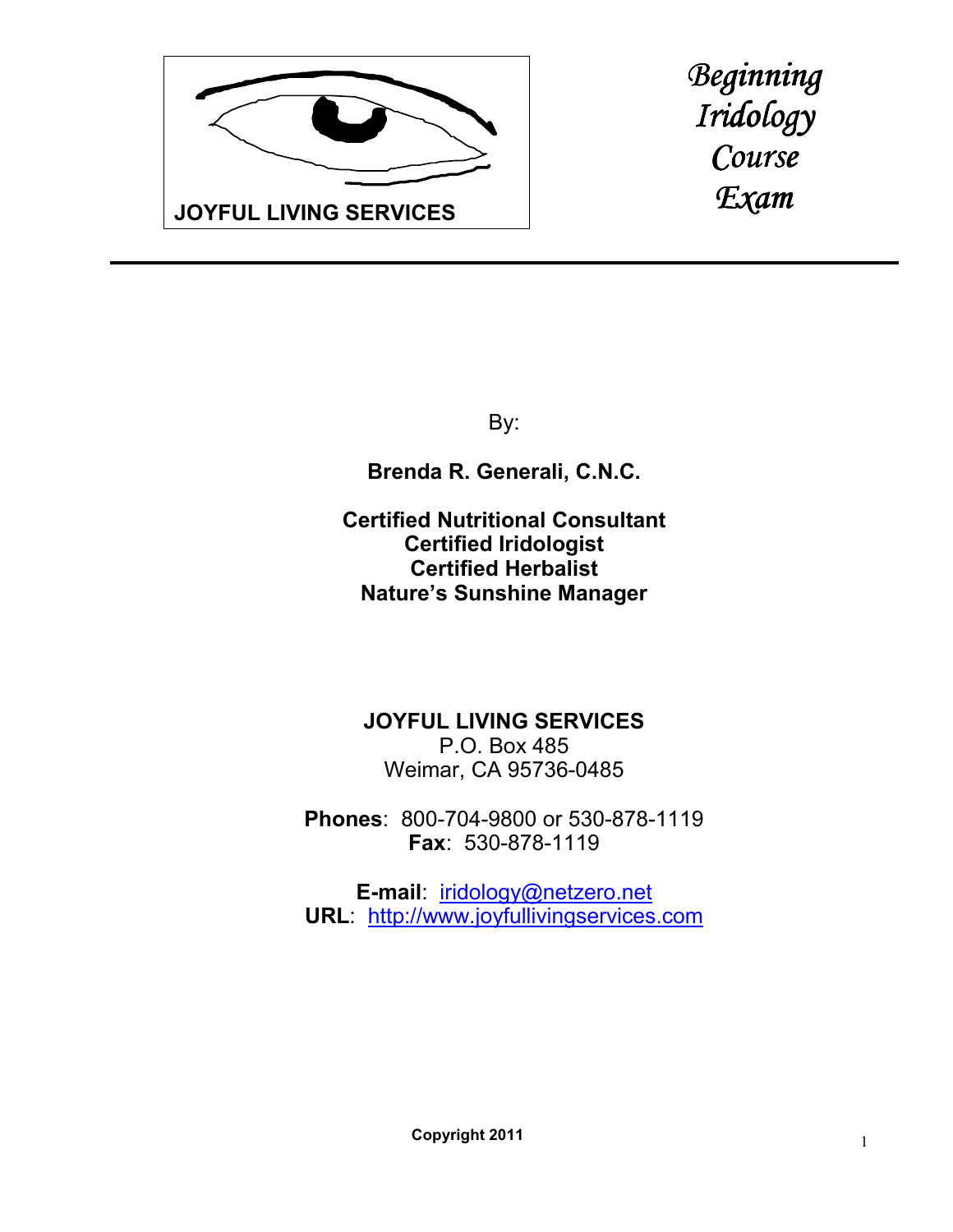JOYFUL LIVING SERVICES

# *Beginning Iridology Course Exam*

---

By:

**Brenda R. Generali, C.N.C.**

**Certified Nutritional Consultant**
**Certified Iridologist**
**Certified Herbalist**
**Nature's Sunshine Manager**

**JOYFUL LIVING SERVICES**
P.O. Box 485
Weimar, CA 95736-0485

**Phones**: 800-704-9800 or 530-878-1119
**Fax**: 530-878-1119

**E-mail**: iridology@netzero.net
**URL**: http://www.joyfullivingservices.com

**Copyright 2011**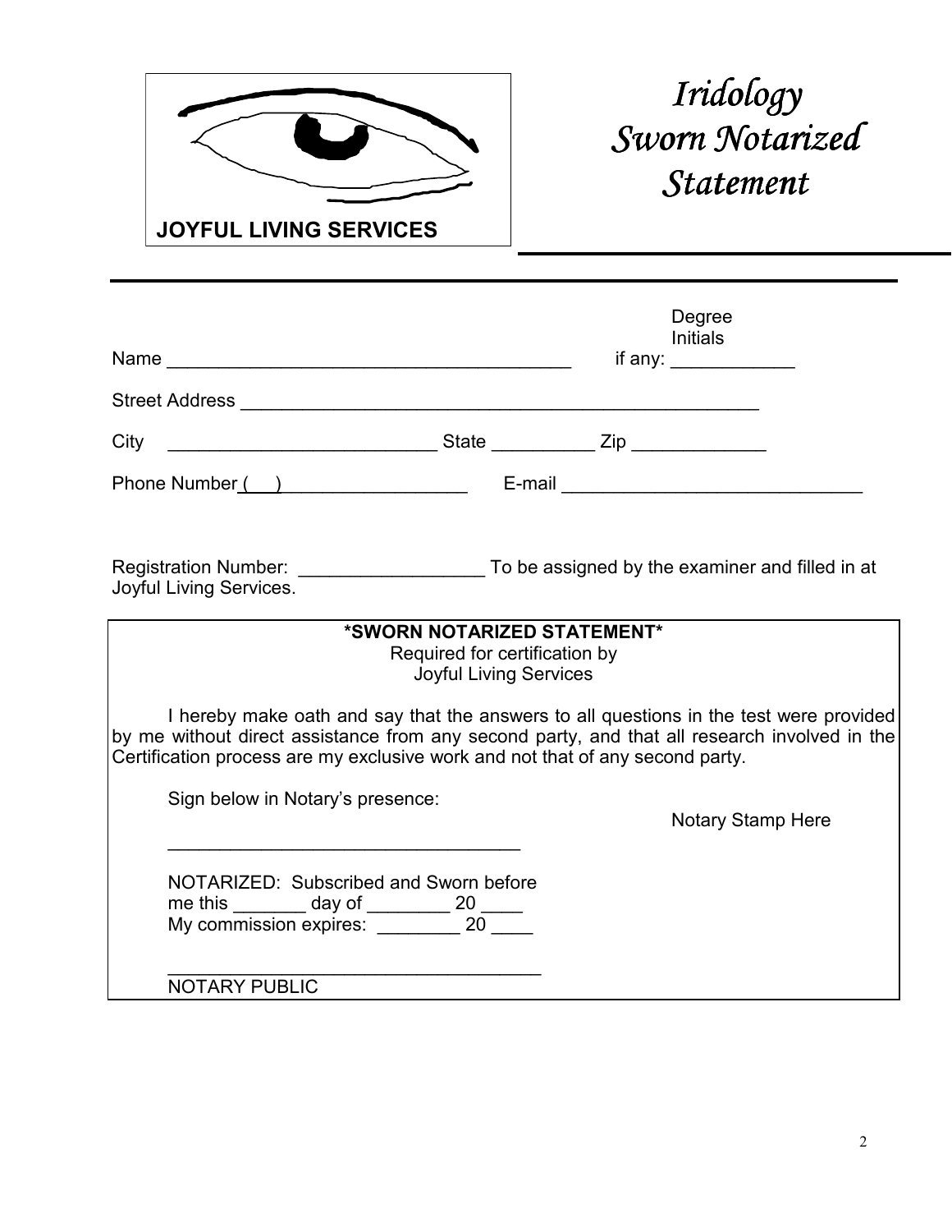**JOYFUL LIVING SERVICES**

# *Iridology Sworn Notarized Statement*

Name ________________________________________ Degree Initials if any: ____________

Street Address ________________________________________________

City __________________________ State __________ Zip _____________

Phone Number ( ) ___________________ E-mail ______________________________

Registration Number: __________________ To be assigned by the examiner and filled in at Joyful Living Services.

**\*SWORN NOTARIZED STATEMENT\***

Required for certification by
Joyful Living Services

I hereby make oath and say that the answers to all questions in the test were provided by me without direct assistance from any second party, and that all research involved in the Certification process are my exclusive work and not that of any second party.

Sign below in Notary's presence:

Notary Stamp Here

___________________________________

NOTARIZED: Subscribed and Sworn before me this _______ day of ________ 20 ____
My commission expires: ________ 20 ____

_____________________________________
NOTARY PUBLIC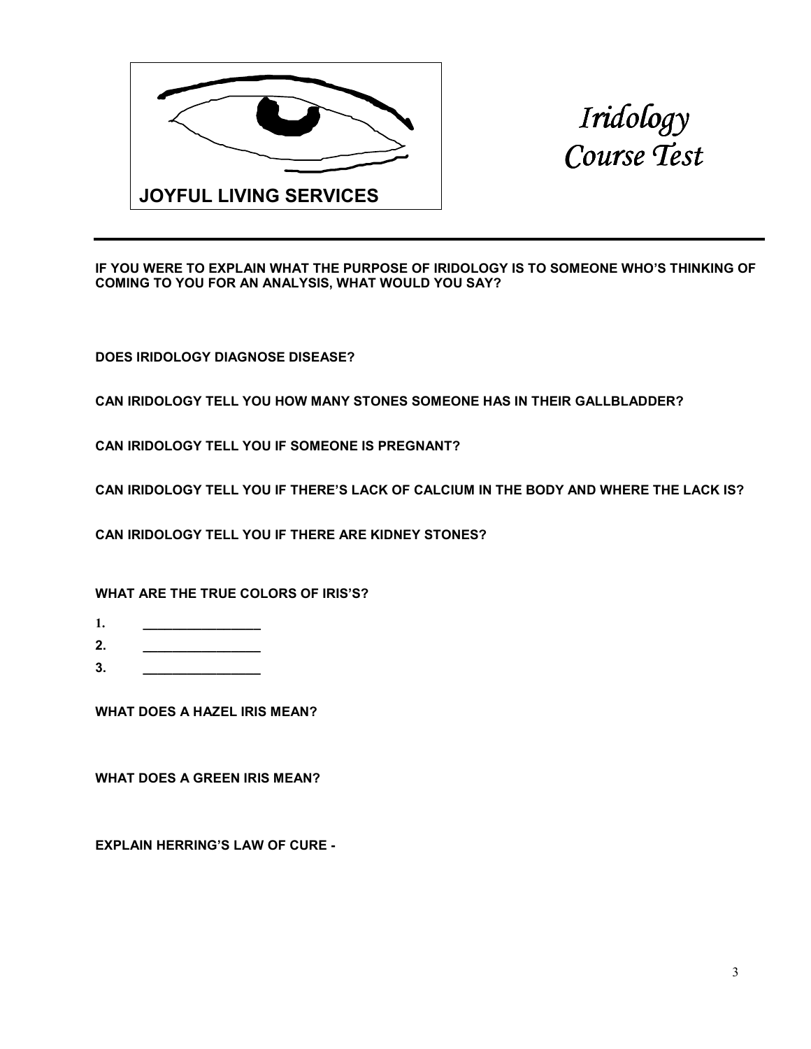**JOYFUL LIVING SERVICES**

# *Iridology Course Test*

---

**IF YOU WERE TO EXPLAIN WHAT THE PURPOSE OF IRIDOLOGY IS TO SOMEONE WHO'S THINKING OF COMING TO YOU FOR AN ANALYSIS, WHAT WOULD YOU SAY?**

**DOES IRIDOLOGY DIAGNOSE DISEASE?**

**CAN IRIDOLOGY TELL YOU HOW MANY STONES SOMEONE HAS IN THEIR GALLBLADDER?**

**CAN IRIDOLOGY TELL YOU IF SOMEONE IS PREGNANT?**

**CAN IRIDOLOGY TELL YOU IF THERE'S LACK OF CALCIUM IN THE BODY AND WHERE THE LACK IS?**

**CAN IRIDOLOGY TELL YOU IF THERE ARE KIDNEY STONES?**

**WHAT ARE THE TRUE COLORS OF IRIS'S?**

1. _________________
2. _________________
3. _________________

**WHAT DOES A HAZEL IRIS MEAN?**

**WHAT DOES A GREEN IRIS MEAN?**

**EXPLAIN HERRING'S LAW OF CURE -**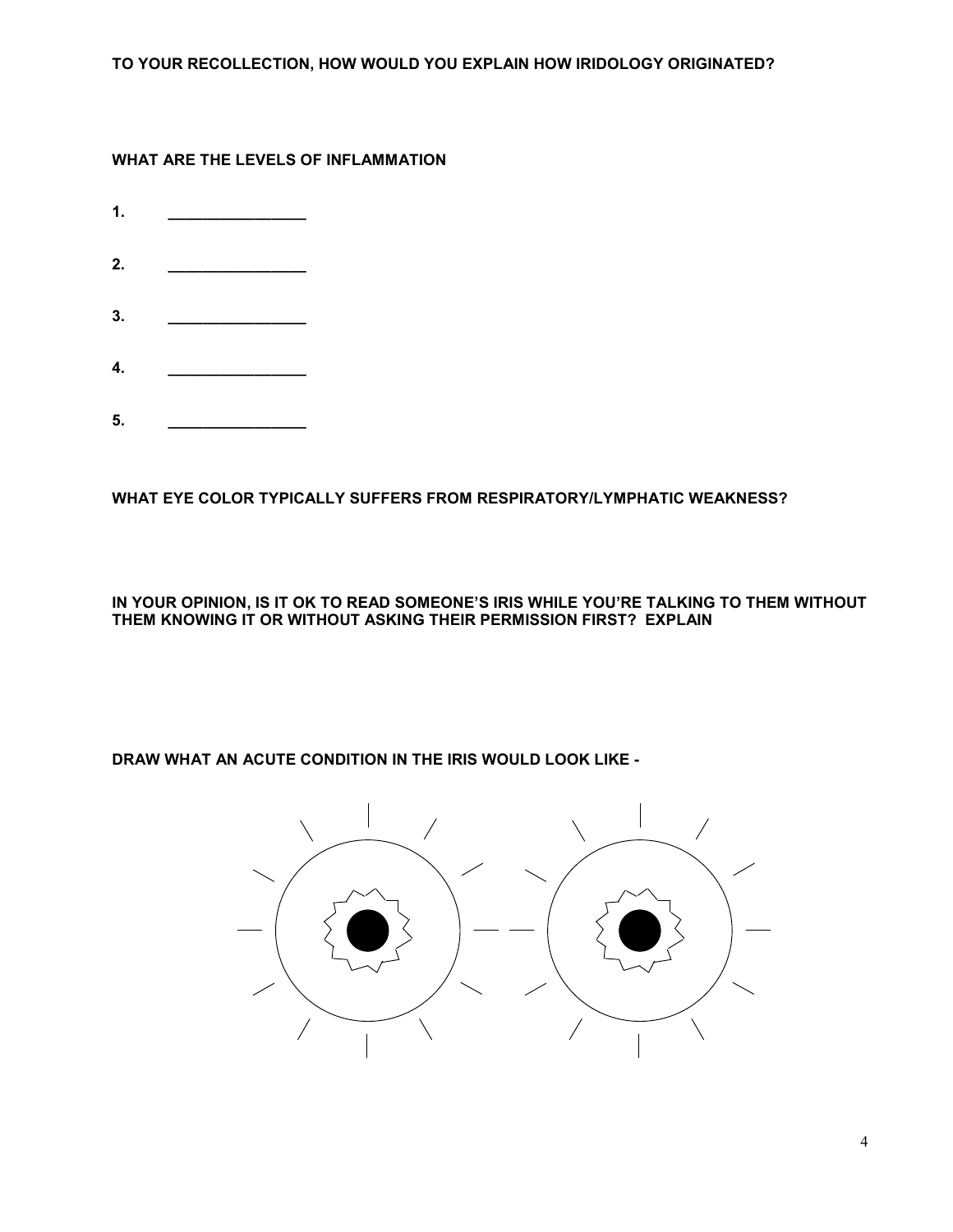**TO YOUR RECOLLECTION, HOW WOULD YOU EXPLAIN HOW IRIDOLOGY ORIGINATED?**

**WHAT ARE THE LEVELS OF INFLAMMATION**

1. ________________

2. ________________

3. ________________

4. ________________

5. ________________

**WHAT EYE COLOR TYPICALLY SUFFERS FROM RESPIRATORY/LYMPHATIC WEAKNESS?**

**IN YOUR OPINION, IS IT OK TO READ SOMEONE'S IRIS WHILE YOU'RE TALKING TO THEM WITHOUT THEM KNOWING IT OR WITHOUT ASKING THEIR PERMISSION FIRST? EXPLAIN**

**DRAW WHAT AN ACUTE CONDITION IN THE IRIS WOULD LOOK LIKE -**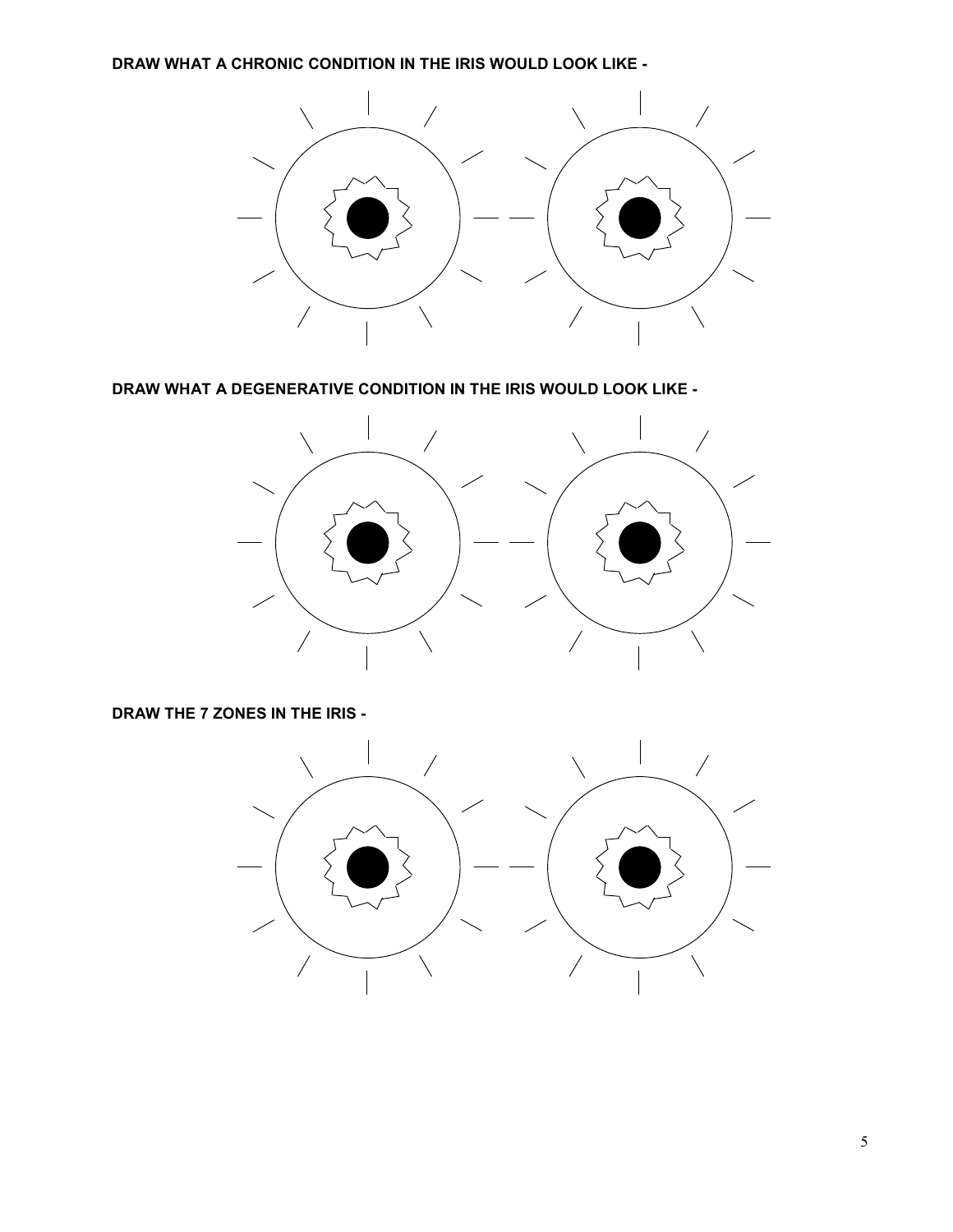**DRAW WHAT A CHRONIC CONDITION IN THE IRIS WOULD LOOK LIKE -**

**DRAW WHAT A DEGENERATIVE CONDITION IN THE IRIS WOULD LOOK LIKE -**

**DRAW THE 7 ZONES IN THE IRIS -**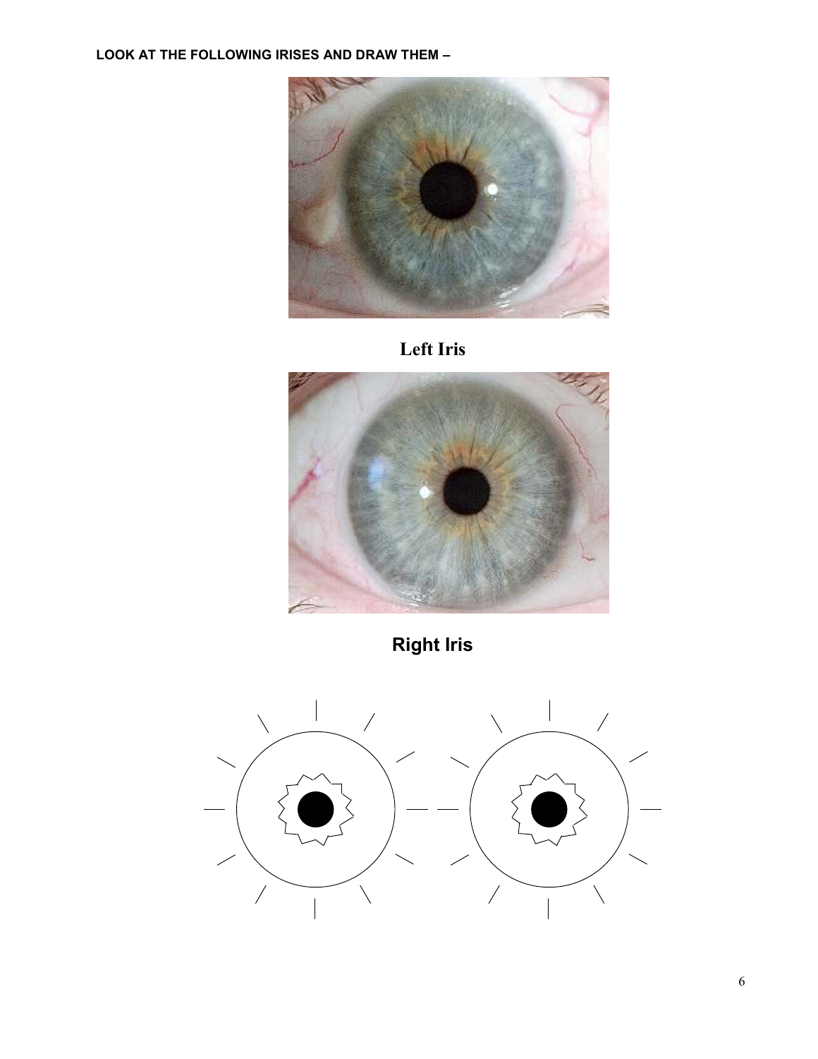**LOOK AT THE FOLLOWING IRISES AND DRAW THEM –**

**Left Iris**

**Right Iris**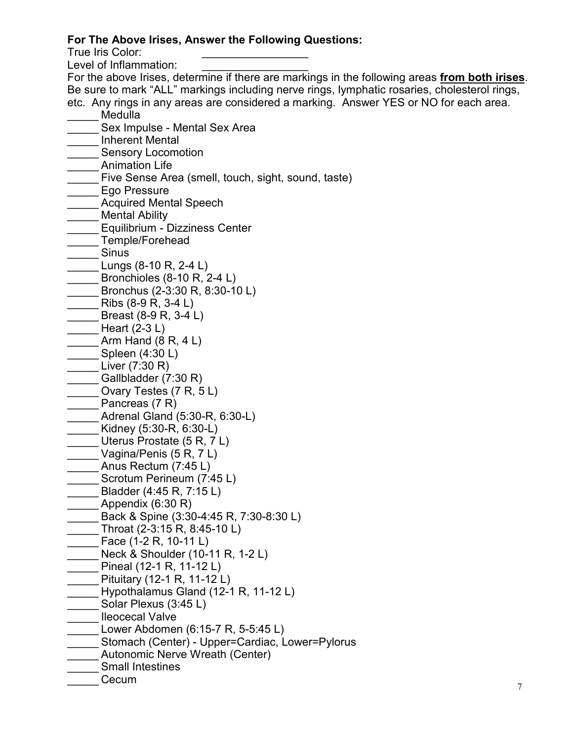**For The Above Irises, Answer the Following Questions:**

True Iris Color: _________________

Level of Inflammation: _________________

For the above Irises, determine if there are markings in the following areas **from both irises**. Be sure to mark "ALL" markings including nerve rings, lymphatic rosaries, cholesterol rings, etc. Any rings in any areas are considered a marking. Answer YES or NO for each area.

_____ Medulla
_____ Sex Impulse - Mental Sex Area
_____ Inherent Mental
_____ Sensory Locomotion
_____ Animation Life
_____ Five Sense Area (smell, touch, sight, sound, taste)
_____ Ego Pressure
_____ Acquired Mental Speech
_____ Mental Ability
_____ Equilibrium - Dizziness Center
_____ Temple/Forehead
_____ Sinus
_____ Lungs (8-10 R, 2-4 L)
_____ Bronchioles (8-10 R, 2-4 L)
_____ Bronchus (2-3:30 R, 8:30-10 L)
_____ Ribs (8-9 R, 3-4 L)
_____ Breast (8-9 R, 3-4 L)
_____ Heart (2-3 L)
_____ Arm Hand (8 R, 4 L)
_____ Spleen (4:30 L)
_____ Liver (7:30 R)
_____ Gallbladder (7:30 R)
_____ Ovary Testes (7 R, 5 L)
_____ Pancreas (7 R)
_____ Adrenal Gland (5:30-R, 6:30-L)
_____ Kidney (5:30-R, 6:30-L)
_____ Uterus Prostate (5 R, 7 L)
_____ Vagina/Penis (5 R, 7 L)
_____ Anus Rectum (7:45 L)
_____ Scrotum Perineum (7:45 L)
_____ Bladder (4:45 R, 7:15 L)
_____ Appendix (6:30 R)
_____ Back & Spine (3:30-4:45 R, 7:30-8:30 L)
_____ Throat (2-3:15 R, 8:45-10 L)
_____ Face (1-2 R, 10-11 L)
_____ Neck & Shoulder (10-11 R, 1-2 L)
_____ Pineal (12-1 R, 11-12 L)
_____ Pituitary (12-1 R, 11-12 L)
_____ Hypothalamus Gland (12-1 R, 11-12 L)
_____ Solar Plexus (3:45 L)
_____ Ileocecal Valve
_____ Lower Abdomen (6:15-7 R, 5-5:45 L)
_____ Stomach (Center) - Upper=Cardiac, Lower=Pylorus
_____ Autonomic Nerve Wreath (Center)
_____ Small Intestines
_____ Cecum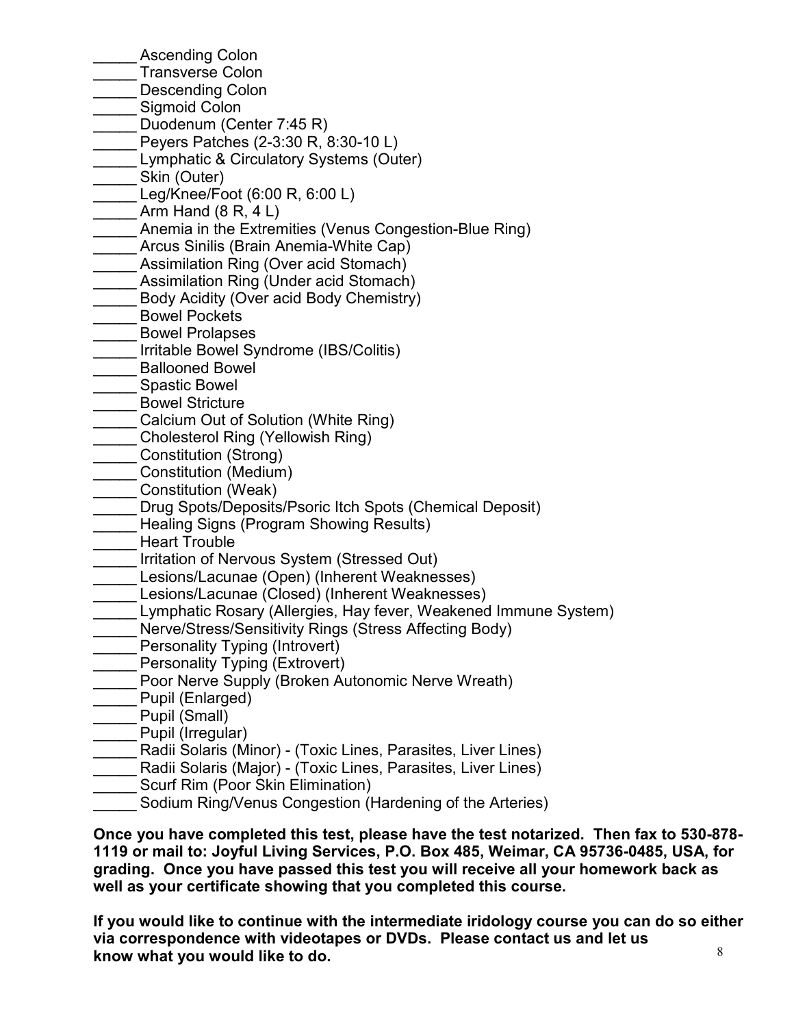_____ Ascending Colon
_____ Transverse Colon
_____ Descending Colon
_____ Sigmoid Colon
_____ Duodenum (Center 7:45 R)
_____ Peyers Patches (2-3:30 R, 8:30-10 L)
_____ Lymphatic & Circulatory Systems (Outer)
_____ Skin (Outer)
_____ Leg/Knee/Foot (6:00 R, 6:00 L)
_____ Arm Hand (8 R, 4 L)
_____ Anemia in the Extremities (Venus Congestion-Blue Ring)
_____ Arcus Sinilis (Brain Anemia-White Cap)
_____ Assimilation Ring (Over acid Stomach)
_____ Assimilation Ring (Under acid Stomach)
_____ Body Acidity (Over acid Body Chemistry)
_____ Bowel Pockets
_____ Bowel Prolapses
_____ Irritable Bowel Syndrome (IBS/Colitis)
_____ Ballooned Bowel
_____ Spastic Bowel
_____ Bowel Stricture
_____ Calcium Out of Solution (White Ring)
_____ Cholesterol Ring (Yellowish Ring)
_____ Constitution (Strong)
_____ Constitution (Medium)
_____ Constitution (Weak)
_____ Drug Spots/Deposits/Psoric Itch Spots (Chemical Deposit)
_____ Healing Signs (Program Showing Results)
_____ Heart Trouble
_____ Irritation of Nervous System (Stressed Out)
_____ Lesions/Lacunae (Open) (Inherent Weaknesses)
_____ Lesions/Lacunae (Closed) (Inherent Weaknesses)
_____ Lymphatic Rosary (Allergies, Hay fever, Weakened Immune System)
_____ Nerve/Stress/Sensitivity Rings (Stress Affecting Body)
_____ Personality Typing (Introvert)
_____ Personality Typing (Extrovert)
_____ Poor Nerve Supply (Broken Autonomic Nerve Wreath)
_____ Pupil (Enlarged)
_____ Pupil (Small)
_____ Pupil (Irregular)
_____ Radii Solaris (Minor) - (Toxic Lines, Parasites, Liver Lines)
_____ Radii Solaris (Major) - (Toxic Lines, Parasites, Liver Lines)
_____ Scurf Rim (Poor Skin Elimination)
_____ Sodium Ring/Venus Congestion (Hardening of the Arteries)

**Once you have completed this test, please have the test notarized. Then fax to 530-878-1119 or mail to: Joyful Living Services, P.O. Box 485, Weimar, CA 95736-0485, USA, for grading. Once you have passed this test you will receive all your homework back as well as your certificate showing that you completed this course.**

**If you would like to continue with the intermediate iridology course you can do so either via correspondence with videotapes or DVDs. Please contact us and let us know what you would like to do.**